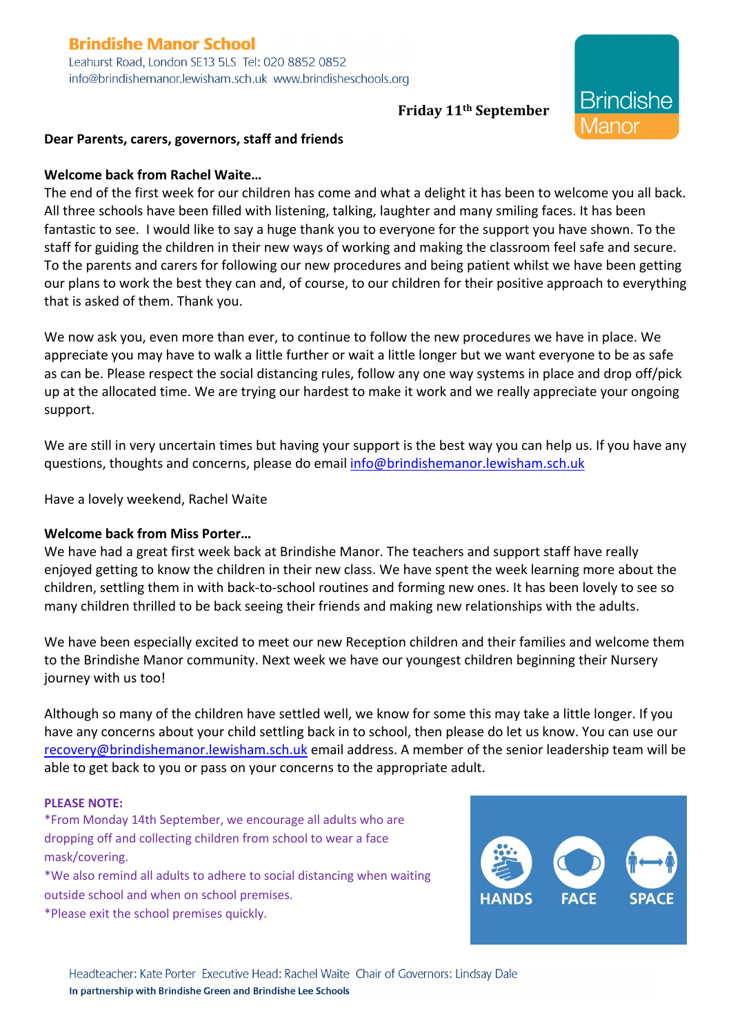**Brindishe Manor School**
Leahurst Road, London SE13 5LS Tel: 020 8852 0852
info@brindishemanor.lewisham.sch.uk www.brindisheschools.org

**Friday 11th September**

Brindishe Manor

**Dear Parents, carers, governors, staff and friends**

**Welcome back from Rachel Waite…**

The end of the first week for our children has come and what a delight it has been to welcome you all back. All three schools have been filled with listening, talking, laughter and many smiling faces. It has been fantastic to see. I would like to say a huge thank you to everyone for the support you have shown. To the staff for guiding the children in their new ways of working and making the classroom feel safe and secure. To the parents and carers for following our new procedures and being patient whilst we have been getting our plans to work the best they can and, of course, to our children for their positive approach to everything that is asked of them. Thank you.

We now ask you, even more than ever, to continue to follow the new procedures we have in place. We appreciate you may have to walk a little further or wait a little longer but we want everyone to be as safe as can be. Please respect the social distancing rules, follow any one way systems in place and drop off/pick up at the allocated time. We are trying our hardest to make it work and we really appreciate your ongoing support.

We are still in very uncertain times but having your support is the best way you can help us. If you have any questions, thoughts and concerns, please do email info@brindishemanor.lewisham.sch.uk

Have a lovely weekend, Rachel Waite

**Welcome back from Miss Porter…**

We have had a great first week back at Brindishe Manor. The teachers and support staff have really enjoyed getting to know the children in their new class. We have spent the week learning more about the children, settling them in with back-to-school routines and forming new ones. It has been lovely to see so many children thrilled to be back seeing their friends and making new relationships with the adults.

We have been especially excited to meet our new Reception children and their families and welcome them to the Brindishe Manor community. Next week we have our youngest children beginning their Nursery journey with us too!

Although so many of the children have settled well, we know for some this may take a little longer. If you have any concerns about your child settling back in to school, then please do let us know. You can use our recovery@brindishemanor.lewisham.sch.uk email address. A member of the senior leadership team will be able to get back to you or pass on your concerns to the appropriate adult.

**PLEASE NOTE:**

*From Monday 14th September, we encourage all adults who are dropping off and collecting children from school to wear a face mask/covering.
*We also remind all adults to adhere to social distancing when waiting outside school and when on school premises.
*Please exit the school premises quickly.

HANDS FACE SPACE

Headteacher: Kate Porter Executive Head: Rachel Waite Chair of Governors: Lindsay Dale
**In partnership with Brindishe Green and Brindishe Lee Schools**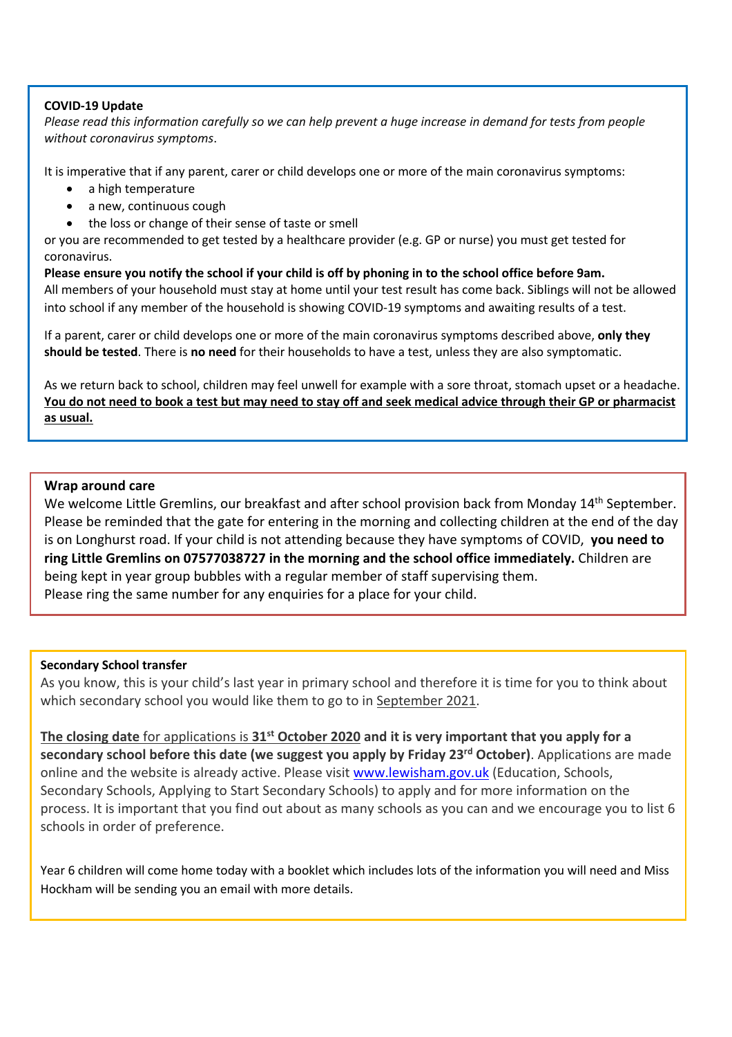## COVID-19 Update

*Please read this information carefully so we can help prevent a huge increase in demand for tests from people without coronavirus symptoms*.

It is imperative that if any parent, carer or child develops one or more of the main coronavirus symptoms:

- a high temperature
- a new, continuous cough
- the loss or change of their sense of taste or smell

or you are recommended to get tested by a healthcare provider (e.g. GP or nurse) you must get tested for coronavirus.

**Please ensure you notify the school if your child is off by phoning in to the school office before 9am.**

All members of your household must stay at home until your test result has come back. Siblings will not be allowed into school if any member of the household is showing COVID-19 symptoms and awaiting results of a test.

If a parent, carer or child develops one or more of the main coronavirus symptoms described above, **only they should be tested**. There is **no need** for their households to have a test, unless they are also symptomatic.

As we return back to school, children may feel unwell for example with a sore throat, stomach upset or a headache. **You do not need to book a test but may need to stay off and seek medical advice through their GP or pharmacist as usual.**

## Wrap around care

We welcome Little Gremlins, our breakfast and after school provision back from Monday 14th September. Please be reminded that the gate for entering in the morning and collecting children at the end of the day is on Longhurst road. If your child is not attending because they have symptoms of COVID, **you need to ring Little Gremlins on 07577038727 in the morning and the school office immediately.** Children are being kept in year group bubbles with a regular member of staff supervising them.

Please ring the same number for any enquiries for a place for your child.

## Secondary School transfer

As you know, this is your child's last year in primary school and therefore it is time for you to think about which secondary school you would like them to go to in September 2021.

The closing date for applications is **31st October 2020 and it is very important that you apply for a secondary school before this date (we suggest you apply by Friday 23rd October)**. Applications are made online and the website is already active. Please visit [www.lewisham.gov.uk](http://www.lewisham.gov.uk) (Education, Schools, Secondary Schools, Applying to Start Secondary Schools) to apply and for more information on the process. It is important that you find out about as many schools as you can and we encourage you to list 6 schools in order of preference.

Year 6 children will come home today with a booklet which includes lots of the information you will need and Miss Hockham will be sending you an email with more details.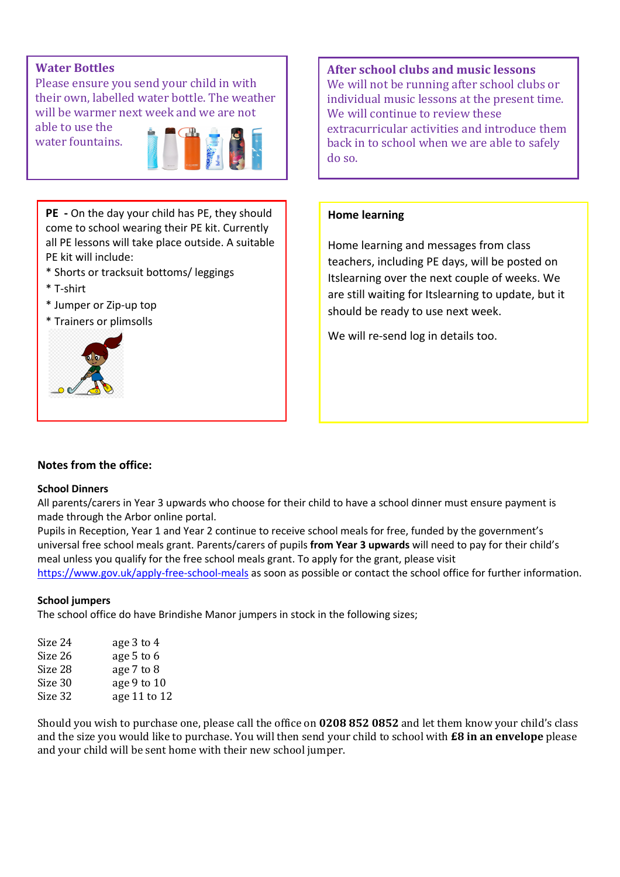## Water Bottles

Please ensure you send your child in with their own, labelled water bottle. The weather will be warmer next week and we are not able to use the water fountains.

## After school clubs and music lessons

We will not be running after school clubs or individual music lessons at the present time. We will continue to review these extracurricular activities and introduce them back in to school when we are able to safely do so.

**PE** - On the day your child has PE, they should come to school wearing their PE kit. Currently all PE lessons will take place outside. A suitable PE kit will include:

* Shorts or tracksuit bottoms/ leggings
* T-shirt
* Jumper or Zip-up top
* Trainers or plimsolls

**Home learning**

Home learning and messages from class teachers, including PE days, will be posted on Itslearning over the next couple of weeks. We are still waiting for Itslearning to update, but it should be ready to use next week.

We will re-send log in details too.

**Notes from the office:**

**School Dinners**

All parents/carers in Year 3 upwards who choose for their child to have a school dinner must ensure payment is made through the Arbor online portal.

Pupils in Reception, Year 1 and Year 2 continue to receive school meals for free, funded by the government's universal free school meals grant. Parents/carers of pupils **from Year 3 upwards** will need to pay for their child's meal unless you qualify for the free school meals grant. To apply for the grant, please visit https://www.gov.uk/apply-free-school-meals as soon as possible or contact the school office for further information.

**School jumpers**

The school office do have Brindishe Manor jumpers in stock in the following sizes;

| | |
|---|---|
| Size 24 | age 3 to 4 |
| Size 26 | age 5 to 6 |
| Size 28 | age 7 to 8 |
| Size 30 | age 9 to 10 |
| Size 32 | age 11 to 12 |

Should you wish to purchase one, please call the office on **0208 852 0852** and let them know your child's class and the size you would like to purchase. You will then send your child to school with **£8 in an envelope** please and your child will be sent home with their new school jumper.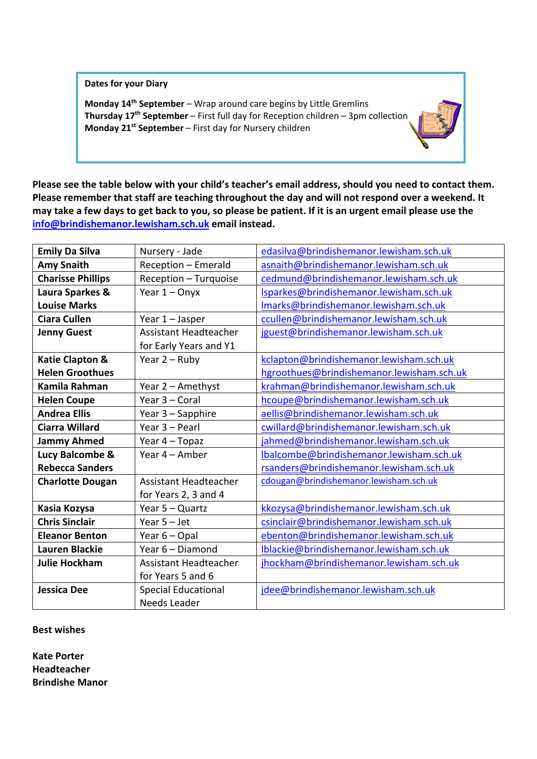**Dates for your Diary**

**Monday 14th September** – Wrap around care begins by Little Gremlins
**Thursday 17th September** – First full day for Reception children – 3pm collection
**Monday 21st September** – First day for Nursery children

**Please see the table below with your child's teacher's email address, should you need to contact them. Please remember that staff are teaching throughout the day and will not respond over a weekend. It may take a few days to get back to you, so please be patient. If it is an urgent email please use the info@brindishemanor.lewisham.sch.uk email instead.**

| | | |
|---|---|---|
| **Emily Da Silva** | Nursery - Jade | edasilva@brindishemanor.lewisham.sch.uk |
| **Amy Snaith** | Reception – Emerald | asnaith@brindishemanor.lewisham.sch.uk |
| **Charisse Phillips** | Reception – Turquoise | cedmund@brindishemanor.lewisham.sch.uk |
| **Laura Sparkes & Louise Marks** | Year 1 – Onyx | lsparkes@brindishemanor.lewisham.sch.uk lmarks@brindishemanor.lewisham.sch.uk |
| **Ciara Cullen** | Year 1 – Jasper | ccullen@brindishemanor.lewisham.sch.uk |
| **Jenny Guest** | Assistant Headteacher for Early Years and Y1 | jguest@brindishemanor.lewisham.sch.uk |
| **Katie Clapton & Helen Groothues** | Year 2 – Ruby | kclapton@brindishemanor.lewisham.sch.uk hgroothues@brindishemanor.lewisham.sch.uk |
| **Kamila Rahman** | Year 2 – Amethyst | krahman@brindishemanor.lewisham.sch.uk |
| **Helen Coupe** | Year 3 – Coral | hcoupe@brindishemanor.lewisham.sch.uk |
| **Andrea Ellis** | Year 3 – Sapphire | aellis@brindishemanor.lewisham.sch.uk |
| **Ciarra Willard** | Year 3 – Pearl | cwillard@brindishemanor.lewisham.sch.uk |
| **Jammy Ahmed** | Year 4 – Topaz | jahmed@brindishemanor.lewisham.sch.uk |
| **Lucy Balcombe & Rebecca Sanders** | Year 4 – Amber | lbalcombe@brindishemanor.lewisham.sch.uk rsanders@brindishemanor.lewisham.sch.uk |
| **Charlotte Dougan** | Assistant Headteacher for Years 2, 3 and 4 | cdougan@brindishemanor.lewisham.sch.uk |
| **Kasia Kozysa** | Year 5 – Quartz | kkozysa@brindishemanor.lewisham.sch.uk |
| **Chris Sinclair** | Year 5 – Jet | csinclair@brindishemanor.lewisham.sch.uk |
| **Eleanor Benton** | Year 6 – Opal | ebenton@brindishemanor.lewisham.sch.uk |
| **Lauren Blackie** | Year 6 – Diamond | lblackie@brindishemanor.lewisham.sch.uk |
| **Julie Hockham** | Assistant Headteacher for Years 5 and 6 | jhockham@brindishemanor.lewisham.sch.uk |
| **Jessica Dee** | Special Educational Needs Leader | jdee@brindishemanor.lewisham.sch.uk |

**Best wishes**

**Kate Porter**
**Headteacher**
**Brindishe Manor**